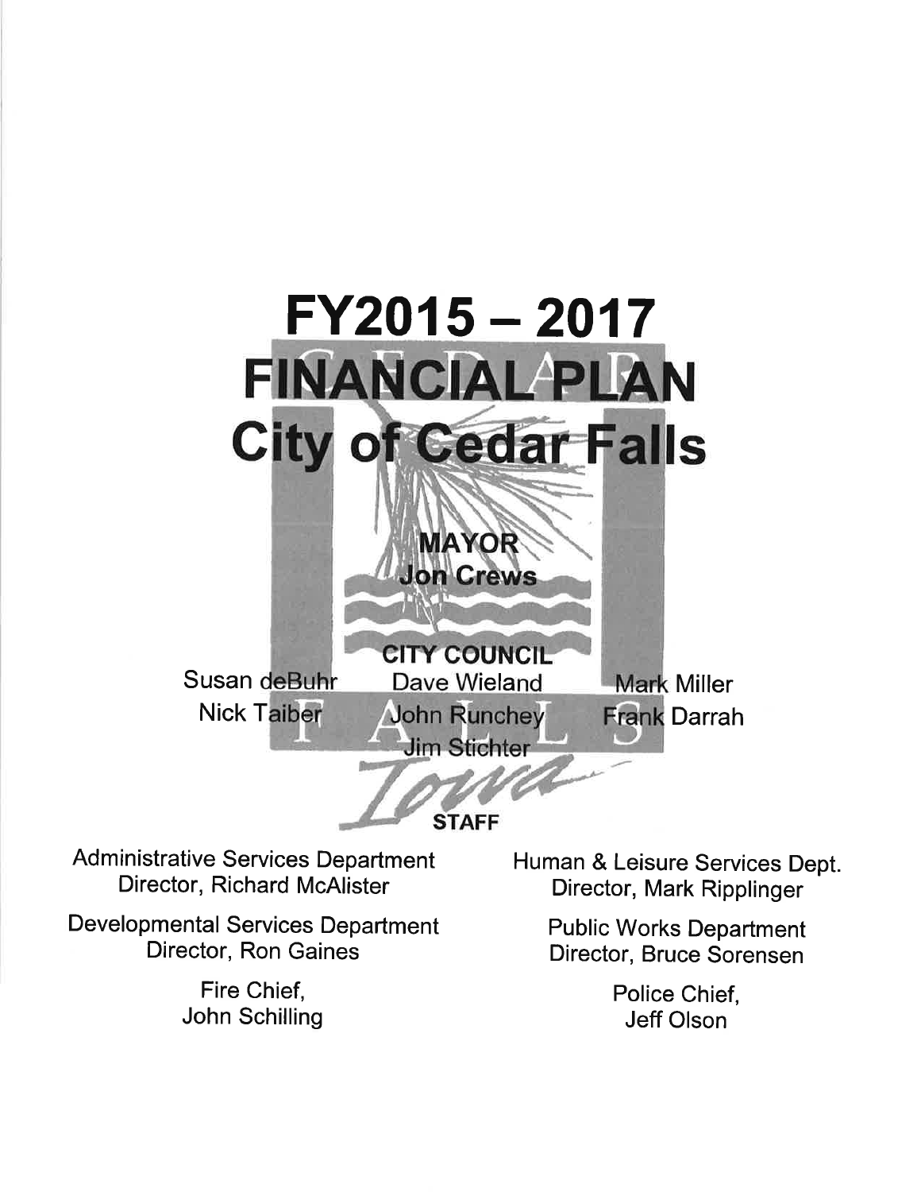# FY2015 – 2017
# FINANCIAL PLAN
# City of Cedar Falls

**MAYOR**
**Jon Crews**

**CITY COUNCIL**

Susan deBuhr
Nick Taiber
Dave Wieland
John Runchey
Jim Stichter
Mark Miller
Frank Darrah

**STAFF**

Administrative Services Department
Director, Richard McAlister

Developmental Services Department
Director, Ron Gaines

Fire Chief,
John Schilling

Human & Leisure Services Dept.
Director, Mark Ripplinger

Public Works Department
Director, Bruce Sorensen

Police Chief,
Jeff Olson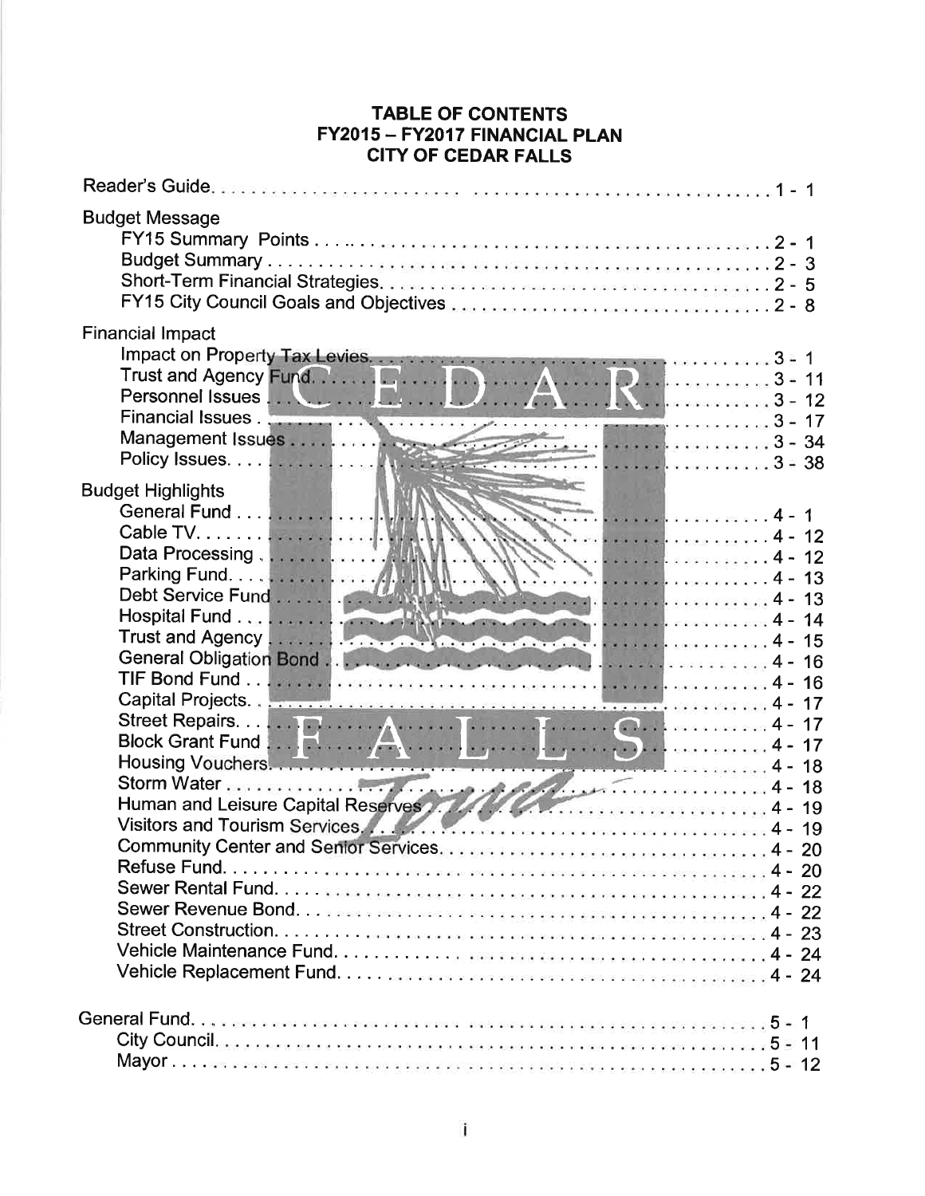# TABLE OF CONTENTS
## FY2015 – FY2017 FINANCIAL PLAN
## CITY OF CEDAR FALLS

| Section | Page |
|---|---|
| Reader's Guide | 1 - 1 |
| **Budget Message** | |
| FY15 Summary Points | 2 - 1 |
| Budget Summary | 2 - 3 |
| Short-Term Financial Strategies | 2 - 5 |
| FY15 City Council Goals and Objectives | 2 - 8 |
| **Financial Impact** | |
| Impact on Property Tax Levies | 3 - 1 |
| Trust and Agency Fund | 3 - 11 |
| Personnel Issues | 3 - 12 |
| Financial Issues | 3 - 17 |
| Management Issues | 3 - 34 |
| Policy Issues | 3 - 38 |
| **Budget Highlights** | |
| General Fund | 4 - 1 |
| Cable TV | 4 - 12 |
| Data Processing | 4 - 12 |
| Parking Fund | 4 - 13 |
| Debt Service Fund | 4 - 13 |
| Hospital Fund | 4 - 14 |
| Trust and Agency | 4 - 15 |
| General Obligation Bond | 4 - 16 |
| TIF Bond Fund | 4 - 16 |
| Capital Projects | 4 - 17 |
| Street Repairs | 4 - 17 |
| Block Grant Fund | 4 - 17 |
| Housing Vouchers | 4 - 18 |
| Storm Water | 4 - 18 |
| Human and Leisure Capital Reserves | 4 - 19 |
| Visitors and Tourism Services | 4 - 19 |
| Community Center and Senior Services | 4 - 20 |
| Refuse Fund | 4 - 20 |
| Sewer Rental Fund | 4 - 22 |
| Sewer Revenue Bond | 4 - 22 |
| Street Construction | 4 - 23 |
| Vehicle Maintenance Fund | 4 - 24 |
| Vehicle Replacement Fund | 4 - 24 |
| **General Fund** | 5 - 1 |
| City Council | 5 - 11 |
| Mayor | 5 - 12 |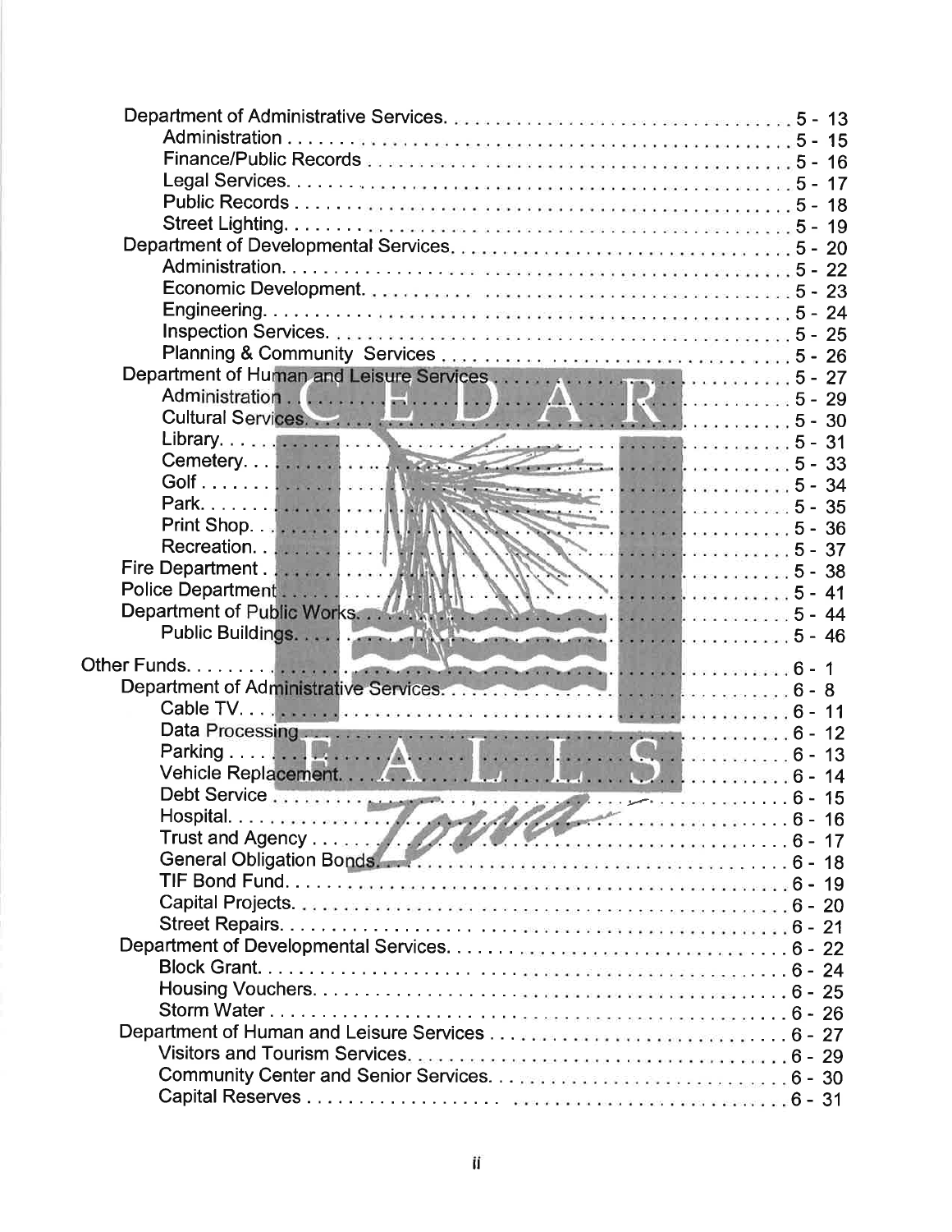Department of Administrative Services. . . . . 5 - 13
- Administration . . . . . 5 - 15
- Finance/Public Records . . . . . 5 - 16
- Legal Services. . . . . 5 - 17
- Public Records . . . . . 5 - 18
- Street Lighting. . . . . 5 - 19

Department of Developmental Services. . . . . 5 - 20
- Administration. . . . . 5 - 22
- Economic Development. . . . . 5 - 23
- Engineering. . . . . 5 - 24
- Inspection Services. . . . . 5 - 25
- Planning & Community Services . . . . . 5 - 26

Department of Human and Leisure Services . . . . . 5 - 27
- Administration . . . . . 5 - 29
- Cultural Services. . . . . 5 - 30
- Library. . . . . 5 - 31
- Cemetery. . . . . 5 - 33
- Golf . . . . . 5 - 34
- Park. . . . . 5 - 35
- Print Shop. . . . . 5 - 36
- Recreation. . . . . 5 - 37

Fire Department . . . . . 5 - 38

Police Department . . . . . 5 - 41

Department of Public Works. . . . . 5 - 44
- Public Buildings. . . . . 5 - 46

Other Funds. . . . . 6 - 1

Department of Administrative Services. . . . . 6 - 8
- Cable TV. . . . . 6 - 11
- Data Processing . . . . . 6 - 12
- Parking . . . . . 6 - 13
- Vehicle Replacement. . . . . 6 - 14
- Debt Service . . . . . 6 - 15
- Hospital. . . . . 6 - 16
- Trust and Agency . . . . . 6 - 17
- General Obligation Bonds. . . . . 6 - 18
- TIF Bond Fund. . . . . 6 - 19
- Capital Projects. . . . . 6 - 20
- Street Repairs. . . . . 6 - 21

Department of Developmental Services. . . . . 6 - 22
- Block Grant. . . . . 6 - 24
- Housing Vouchers. . . . . 6 - 25
- Storm Water . . . . . 6 - 26

Department of Human and Leisure Services . . . . . 6 - 27
- Visitors and Tourism Services. . . . . 6 - 29
- Community Center and Senior Services. . . . . 6 - 30
- Capital Reserves . . . . . 6 - 31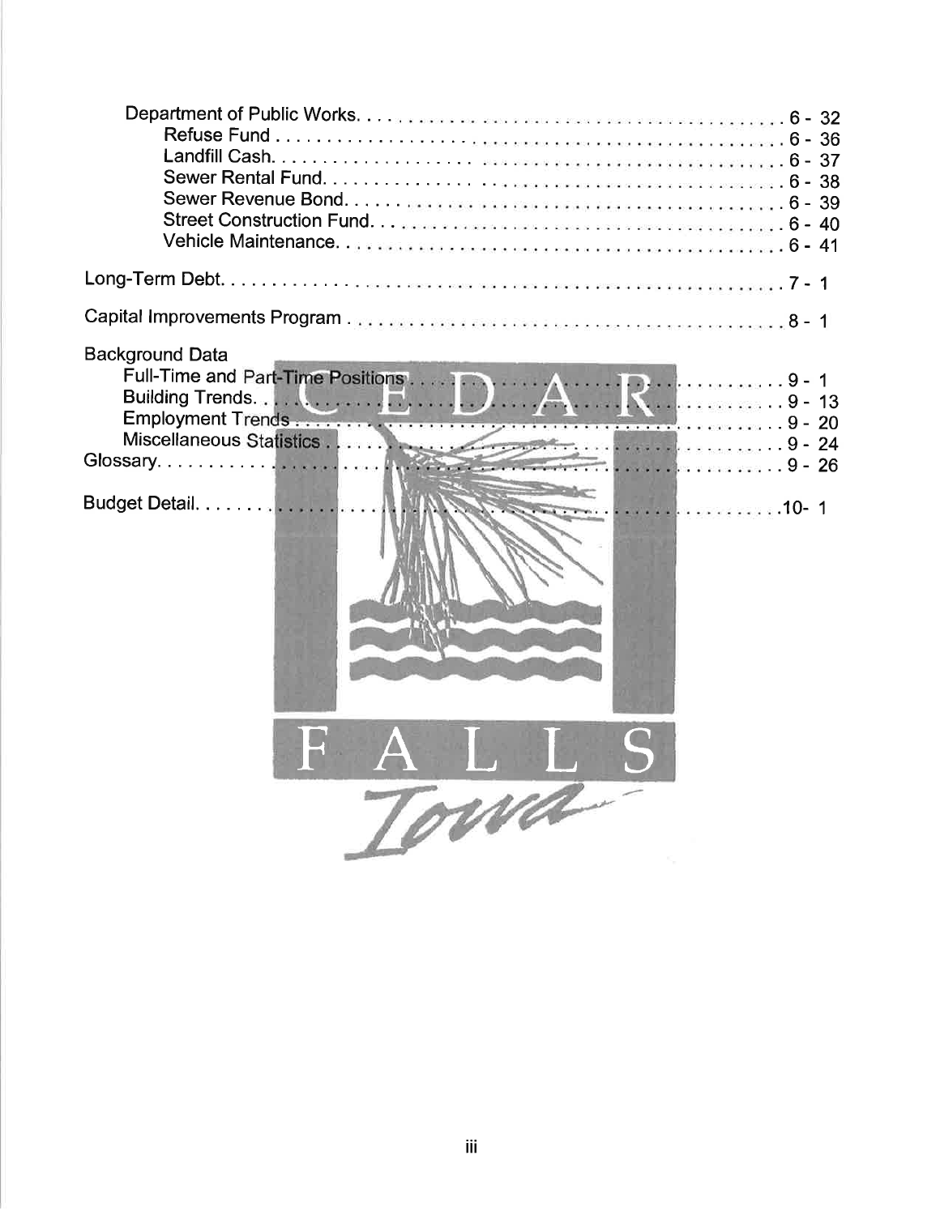Department of Public Works . . . . . . . . . . . . . . . . . . . . . . . . . . . . . . . . . . . . . . . . . . 6 - 32
- Refuse Fund . . . . . . . . . . . . . . . . . . . . . . . . . . . . . . . . . . . . . . . . . . . . . . . . 6 - 36
- Landfill Cash . . . . . . . . . . . . . . . . . . . . . . . . . . . . . . . . . . . . . . . . . . . . . . . . 6 - 37
- Sewer Rental Fund . . . . . . . . . . . . . . . . . . . . . . . . . . . . . . . . . . . . . . . . . . . . 6 - 38
- Sewer Revenue Bond . . . . . . . . . . . . . . . . . . . . . . . . . . . . . . . . . . . . . . . . . . . 6 - 39
- Street Construction Fund . . . . . . . . . . . . . . . . . . . . . . . . . . . . . . . . . . . . . . . . 6 - 40
- Vehicle Maintenance . . . . . . . . . . . . . . . . . . . . . . . . . . . . . . . . . . . . . . . . . . . 6 - 41

Long-Term Debt . . . . . . . . . . . . . . . . . . . . . . . . . . . . . . . . . . . . . . . . . . . . . . . . . . . 7 - 1

Capital Improvements Program . . . . . . . . . . . . . . . . . . . . . . . . . . . . . . . . . . . . . . . . 8 - 1

Background Data
- Full-Time and Part-Time Positions . . . . . . . . . . . . . . . . . . . . . . . . . . . . . . . . . . . 9 - 1
- Building Trends . . . . . . . . . . . . . . . . . . . . . . . . . . . . . . . . . . . . . . . . . . . . . . . . 9 - 13
- Employment Trends . . . . . . . . . . . . . . . . . . . . . . . . . . . . . . . . . . . . . . . . . . . . . 9 - 20
- Miscellaneous Statistics . . . . . . . . . . . . . . . . . . . . . . . . . . . . . . . . . . . . . . . . . . 9 - 24

Glossary . . . . . . . . . . . . . . . . . . . . . . . . . . . . . . . . . . . . . . . . . . . . . . . . . . . . . . . . . 9 - 26

Budget Detail . . . . . . . . . . . . . . . . . . . . . . . . . . . . . . . . . . . . . . . . . . . . . . . . . . . . . 10 - 1

CEDAR FALLS Iowa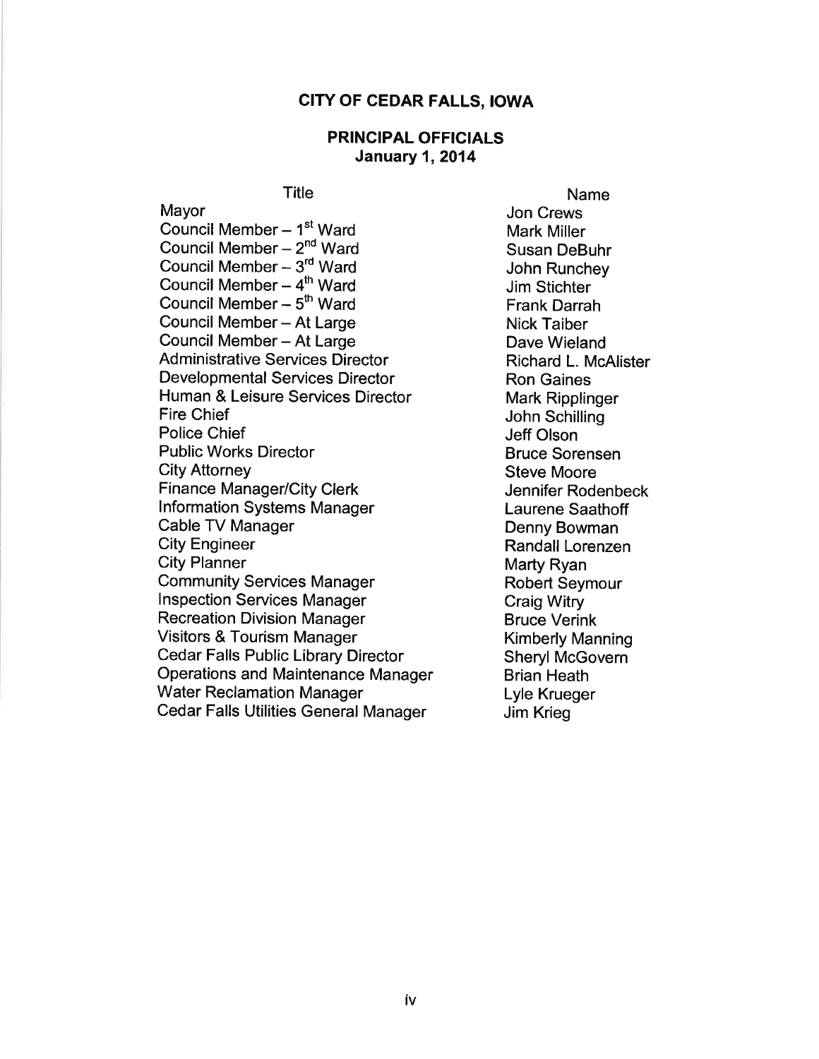# CITY OF CEDAR FALLS, IOWA

## PRINCIPAL OFFICIALS
## January 1, 2014

| Title | Name |
| --- | --- |
| Mayor | Jon Crews |
| Council Member – 1st Ward | Mark Miller |
| Council Member – 2nd Ward | Susan DeBuhr |
| Council Member – 3rd Ward | John Runchey |
| Council Member – 4th Ward | Jim Stichter |
| Council Member – 5th Ward | Frank Darrah |
| Council Member – At Large | Nick Taiber |
| Council Member – At Large | Dave Wieland |
| Administrative Services Director | Richard L. McAlister |
| Developmental Services Director | Ron Gaines |
| Human & Leisure Services Director | Mark Ripplinger |
| Fire Chief | John Schilling |
| Police Chief | Jeff Olson |
| Public Works Director | Bruce Sorensen |
| City Attorney | Steve Moore |
| Finance Manager/City Clerk | Jennifer Rodenbeck |
| Information Systems Manager | Laurene Saathoff |
| Cable TV Manager | Denny Bowman |
| City Engineer | Randall Lorenzen |
| City Planner | Marty Ryan |
| Community Services Manager | Robert Seymour |
| Inspection Services Manager | Craig Witry |
| Recreation Division Manager | Bruce Verink |
| Visitors & Tourism Manager | Kimberly Manning |
| Cedar Falls Public Library Director | Sheryl McGovern |
| Operations and Maintenance Manager | Brian Heath |
| Water Reclamation Manager | Lyle Krueger |
| Cedar Falls Utilities General Manager | Jim Krieg |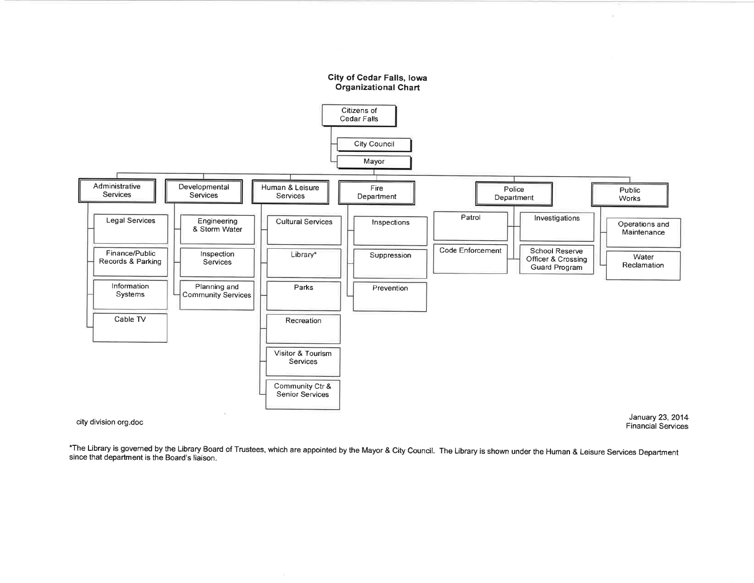# City of Cedar Falls, Iowa
## Organizational Chart

- Citizens of Cedar Falls
  - City Council
  - Mayor
    - **Administrative Services**
      - Legal Services
      - Finance/Public Records & Parking
      - Information Systems
      - Cable TV
    - **Developmental Services**
      - Engineering & Storm Water
      - Inspection Services
      - Planning and Community Services
    - **Human & Leisure Services**
      - Cultural Services
      - Library*
      - Parks
      - Recreation
      - Visitor & Tourism Services
      - Community Ctr & Senior Services
    - **Fire Department**
      - Inspections
      - Suppression
      - Prevention
    - **Police Department**
      - Patrol
      - Code Enforcement
      - Investigations
      - School Reserve Officer & Crossing Guard Program
    - **Public Works**
      - Operations and Maintenance
      - Water Reclamation

city division org.doc

January 23, 2014
Financial Services

*The Library is governed by the Library Board of Trustees, which are appointed by the Mayor & City Council. The Library is shown under the Human & Leisure Services Department since that department is the Board's liaison.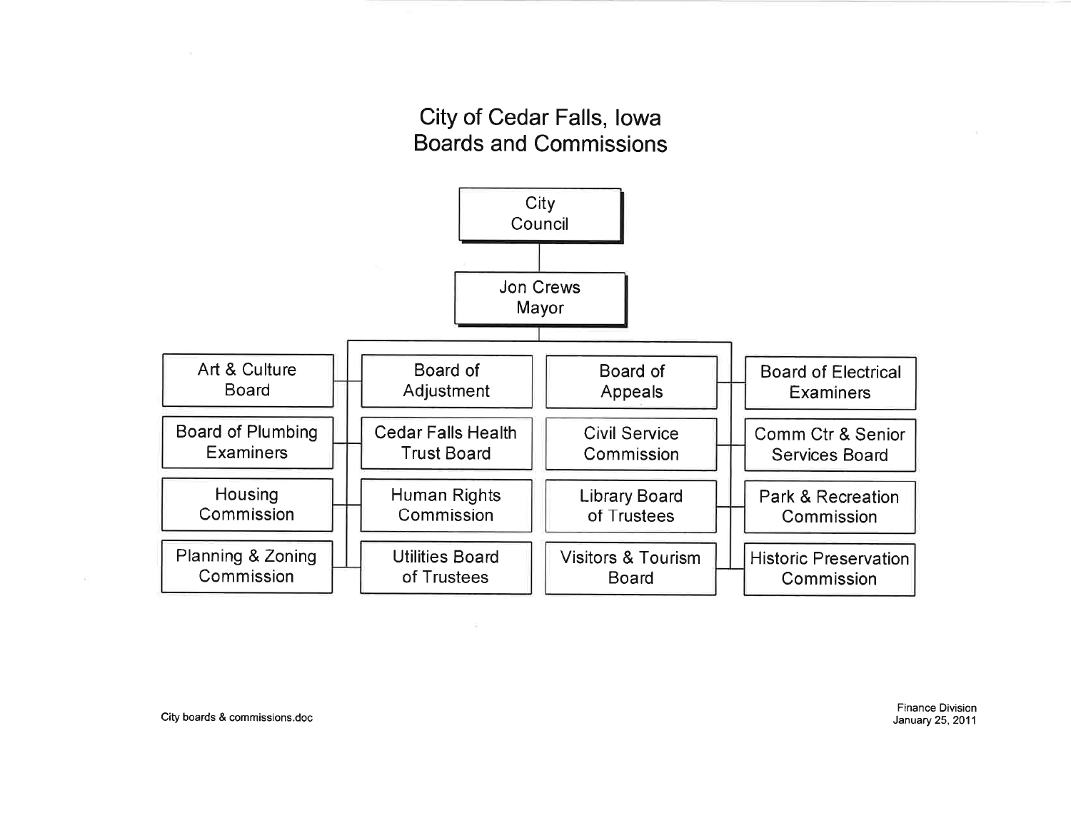# City of Cedar Falls, Iowa
## Boards and Commissions

**City Council**

**Jon Crews, Mayor**

- Art & Culture Board
- Board of Plumbing Examiners
- Housing Commission
- Planning & Zoning Commission
- Board of Adjustment
- Cedar Falls Health Trust Board
- Human Rights Commission
- Utilities Board of Trustees
- Board of Appeals
- Civil Service Commission
- Library Board of Trustees
- Visitors & Tourism Board
- Board of Electrical Examiners
- Comm Ctr & Senior Services Board
- Park & Recreation Commission
- Historic Preservation Commission

City boards & commissions.doc

Finance Division
January 25, 2011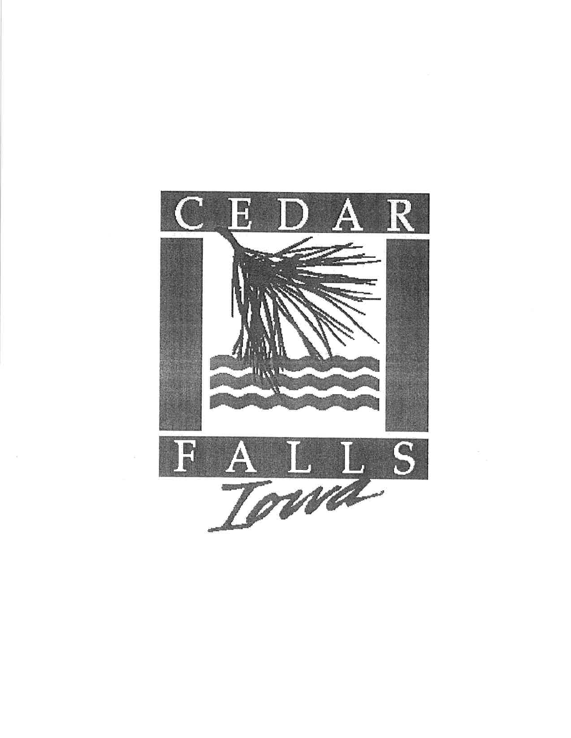CEDAR

FALLS

Iowa